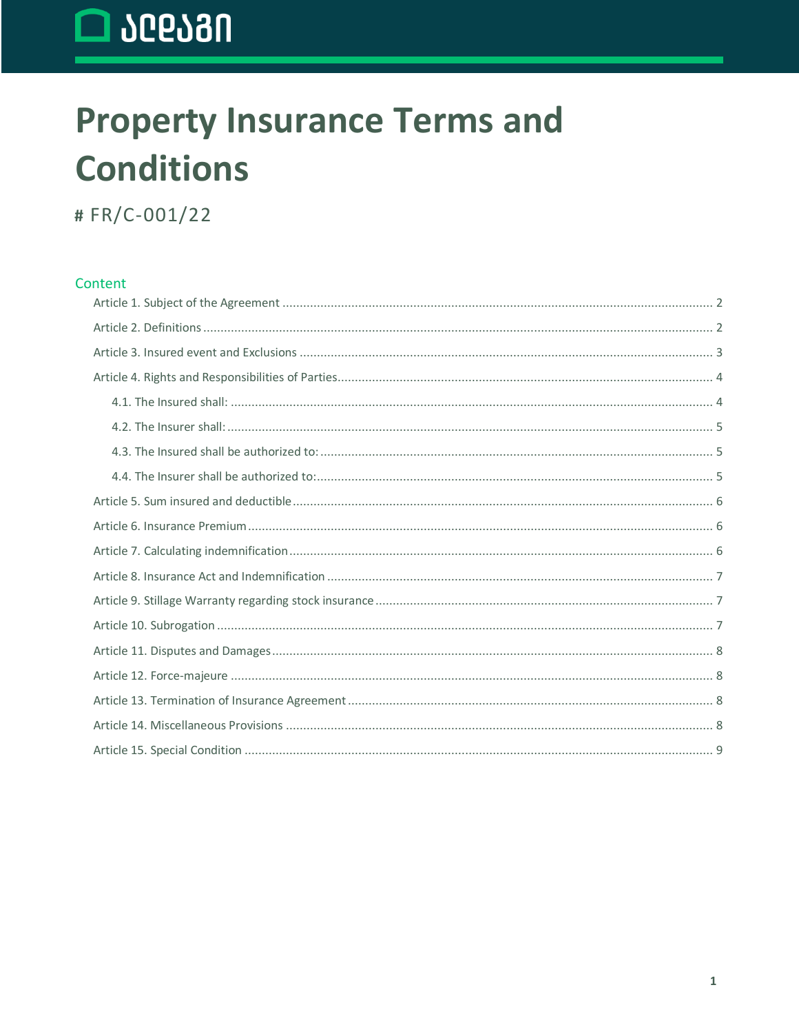# Property Insurance Terms and Conditions

# FR/C-001/22

## Content

Article 1. Subject of the Agreement ..... 2

Article 2. Definitions ..... 2

Article 3. Insured event and Exclusions ..... 3

Article 4. Rights and Responsibilities of Parties ..... 4

- 4.1. The Insured shall: ..... 4
- 4.2. The Insurer shall: ..... 5
- 4.3. The Insured shall be authorized to: ..... 5
- 4.4. The Insurer shall be authorized to: ..... 5

Article 5. Sum insured and deductible ..... 6

Article 6. Insurance Premium ..... 6

Article 7. Calculating indemnification ..... 6

Article 8. Insurance Act and Indemnification ..... 7

Article 9. Stillage Warranty regarding stock insurance ..... 7

Article 10. Subrogation ..... 7

Article 11. Disputes and Damages ..... 8

Article 12. Force-majeure ..... 8

Article 13. Termination of Insurance Agreement ..... 8

Article 14. Miscellaneous Provisions ..... 8

Article 15. Special Condition ..... 9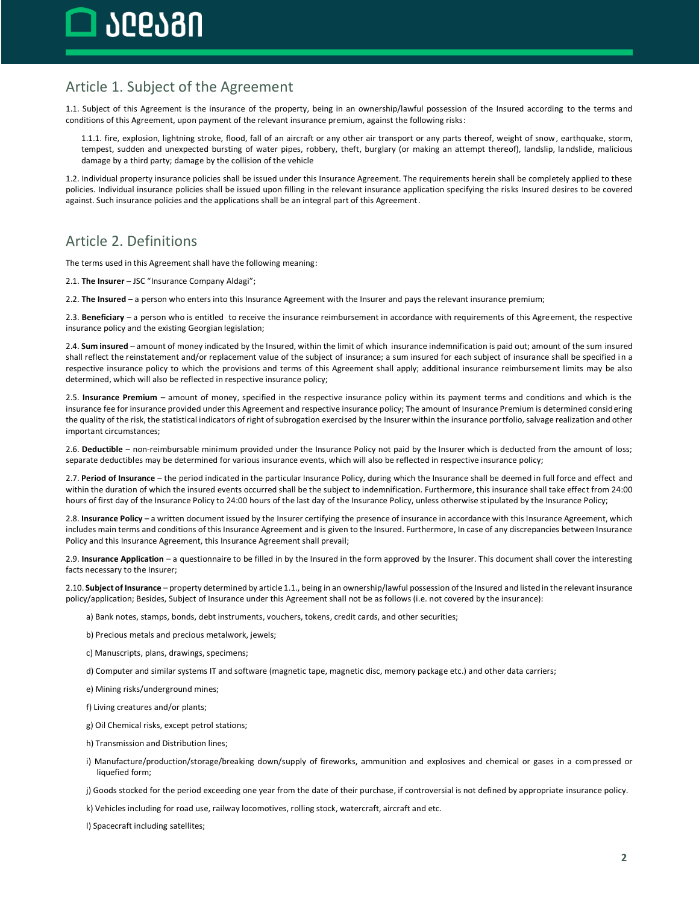## Article 1. Subject of the Agreement

1.1. Subject of this Agreement is the insurance of the property, being in an ownership/lawful possession of the Insured according to the terms and conditions of this Agreement, upon payment of the relevant insurance premium, against the following risks:

1.1.1. fire, explosion, lightning stroke, flood, fall of an aircraft or any other air transport or any parts thereof, weight of snow, earthquake, storm, tempest, sudden and unexpected bursting of water pipes, robbery, theft, burglary (or making an attempt thereof), landslip, landslide, malicious damage by a third party; damage by the collision of the vehicle

1.2. Individual property insurance policies shall be issued under this Insurance Agreement. The requirements herein shall be completely applied to these policies. Individual insurance policies shall be issued upon filling in the relevant insurance application specifying the risks Insured desires to be covered against. Such insurance policies and the applications shall be an integral part of this Agreement.

## Article 2. Definitions

The terms used in this Agreement shall have the following meaning:

2.1. **The Insurer –** JSC "Insurance Company Aldagi";

2.2. **The Insured –** a person who enters into this Insurance Agreement with the Insurer and pays the relevant insurance premium;

2.3. **Beneficiary** – a person who is entitled to receive the insurance reimbursement in accordance with requirements of this Agreement, the respective insurance policy and the existing Georgian legislation;

2.4. **Sum insured** – amount of money indicated by the Insured, within the limit of which insurance indemnification is paid out; amount of the sum insured shall reflect the reinstatement and/or replacement value of the subject of insurance; a sum insured for each subject of insurance shall be specified in a respective insurance policy to which the provisions and terms of this Agreement shall apply; additional insurance reimbursement limits may be also determined, which will also be reflected in respective insurance policy;

2.5. **Insurance Premium** – amount of money, specified in the respective insurance policy within its payment terms and conditions and which is the insurance fee for insurance provided under this Agreement and respective insurance policy; The amount of Insurance Premium is determined considering the quality of the risk, the statistical indicators of right of subrogation exercised by the Insurer within the insurance portfolio, salvage realization and other important circumstances;

2.6. **Deductible** – non-reimbursable minimum provided under the Insurance Policy not paid by the Insurer which is deducted from the amount of loss; separate deductibles may be determined for various insurance events, which will also be reflected in respective insurance policy;

2.7. **Period of Insurance** – the period indicated in the particular Insurance Policy, during which the Insurance shall be deemed in full force and effect and within the duration of which the insured events occurred shall be the subject to indemnification. Furthermore, this insurance shall take effect from 24:00 hours of first day of the Insurance Policy to 24:00 hours of the last day of the Insurance Policy, unless otherwise stipulated by the Insurance Policy;

2.8. **Insurance Policy** – a written document issued by the Insurer certifying the presence of insurance in accordance with this Insurance Agreement, which includes main terms and conditions of this Insurance Agreement and is given to the Insured. Furthermore, In case of any discrepancies between Insurance Policy and this Insurance Agreement, this Insurance Agreement shall prevail;

2.9. **Insurance Application** – a questionnaire to be filled in by the Insured in the form approved by the Insurer. This document shall cover the interesting facts necessary to the Insurer;

2.10. **Subject of Insurance** – property determined by article 1.1., being in an ownership/lawful possession of the Insured and listed in the relevant insurance policy/application; Besides, Subject of Insurance under this Agreement shall not be as follows (i.e. not covered by the insurance):

a) Bank notes, stamps, bonds, debt instruments, vouchers, tokens, credit cards, and other securities;

b) Precious metals and precious metalwork, jewels;

c) Manuscripts, plans, drawings, specimens;

d) Computer and similar systems IT and software (magnetic tape, magnetic disc, memory package etc.) and other data carriers;

e) Mining risks/underground mines;

f) Living creatures and/or plants;

g) Oil Chemical risks, except petrol stations;

h) Transmission and Distribution lines;

i) Manufacture/production/storage/breaking down/supply of fireworks, ammunition and explosives and chemical or gases in a compressed or liquefied form;

j) Goods stocked for the period exceeding one year from the date of their purchase, if controversial is not defined by appropriate insurance policy.

k) Vehicles including for road use, railway locomotives, rolling stock, watercraft, aircraft and etc.

l) Spacecraft including satellites;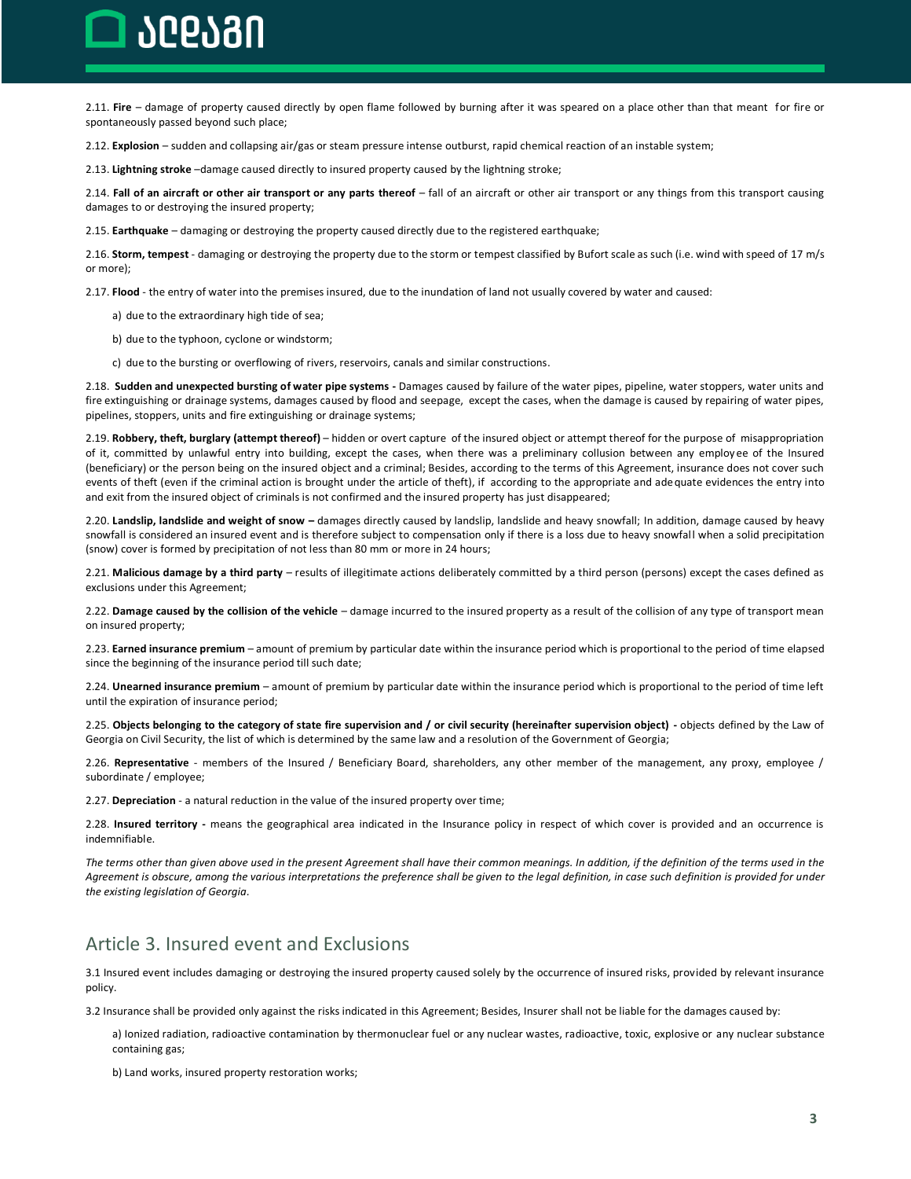2.11. **Fire** – damage of property caused directly by open flame followed by burning after it was speared on a place other than that meant for fire or spontaneously passed beyond such place;

2.12. **Explosion** – sudden and collapsing air/gas or steam pressure intense outburst, rapid chemical reaction of an instable system;

2.13. **Lightning stroke** –damage caused directly to insured property caused by the lightning stroke;

2.14. **Fall of an aircraft or other air transport or any parts thereof** – fall of an aircraft or other air transport or any things from this transport causing damages to or destroying the insured property;

2.15. **Earthquake** – damaging or destroying the property caused directly due to the registered earthquake;

2.16. **Storm, tempest** - damaging or destroying the property due to the storm or tempest classified by Bufort scale as such (i.e. wind with speed of 17 m/s or more);

2.17. **Flood** - the entry of water into the premises insured, due to the inundation of land not usually covered by water and caused:

a) due to the extraordinary high tide of sea;

b) due to the typhoon, cyclone or windstorm;

c) due to the bursting or overflowing of rivers, reservoirs, canals and similar constructions.

2.18. **Sudden and unexpected bursting of water pipe systems -** Damages caused by failure of the water pipes, pipeline, water stoppers, water units and fire extinguishing or drainage systems, damages caused by flood and seepage, except the cases, when the damage is caused by repairing of water pipes, pipelines, stoppers, units and fire extinguishing or drainage systems;

2.19. **Robbery, theft, burglary (attempt thereof)** – hidden or overt capture of the insured object or attempt thereof for the purpose of misappropriation of it, committed by unlawful entry into building, except the cases, when there was a preliminary collusion between any employee of the Insured (beneficiary) or the person being on the insured object and a criminal; Besides, according to the terms of this Agreement, insurance does not cover such events of theft (even if the criminal action is brought under the article of theft), if according to the appropriate and adequate evidences the entry into and exit from the insured object of criminals is not confirmed and the insured property has just disappeared;

2.20. **Landslip, landslide and weight of snow –** damages directly caused by landslip, landslide and heavy snowfall; In addition, damage caused by heavy snowfall is considered an insured event and is therefore subject to compensation only if there is a loss due to heavy snowfall when a solid precipitation (snow) cover is formed by precipitation of not less than 80 mm or more in 24 hours;

2.21. **Malicious damage by a third party** – results of illegitimate actions deliberately committed by a third person (persons) except the cases defined as exclusions under this Agreement;

2.22. **Damage caused by the collision of the vehicle** – damage incurred to the insured property as a result of the collision of any type of transport mean on insured property;

2.23. **Earned insurance premium** – amount of premium by particular date within the insurance period which is proportional to the period of time elapsed since the beginning of the insurance period till such date;

2.24. **Unearned insurance premium** – amount of premium by particular date within the insurance period which is proportional to the period of time left until the expiration of insurance period;

2.25. **Objects belonging to the category of state fire supervision and / or civil security (hereinafter supervision object) -** objects defined by the Law of Georgia on Civil Security, the list of which is determined by the same law and a resolution of the Government of Georgia;

2.26. **Representative** - members of the Insured / Beneficiary Board, shareholders, any other member of the management, any proxy, employee / subordinate / employee;

2.27. **Depreciation** - a natural reduction in the value of the insured property over time;

2.28. **Insured territory -** means the geographical area indicated in the Insurance policy in respect of which cover is provided and an occurrence is indemnifiable.

*The terms other than given above used in the present Agreement shall have their common meanings. In addition, if the definition of the terms used in the Agreement is obscure, among the various interpretations the preference shall be given to the legal definition, in case such definition is provided for under the existing legislation of Georgia.*

## Article 3. Insured event and Exclusions

3.1 Insured event includes damaging or destroying the insured property caused solely by the occurrence of insured risks, provided by relevant insurance policy.

3.2 Insurance shall be provided only against the risks indicated in this Agreement; Besides, Insurer shall not be liable for the damages caused by:

a) Ionized radiation, radioactive contamination by thermonuclear fuel or any nuclear wastes, radioactive, toxic, explosive or any nuclear substance containing gas;

b) Land works, insured property restoration works;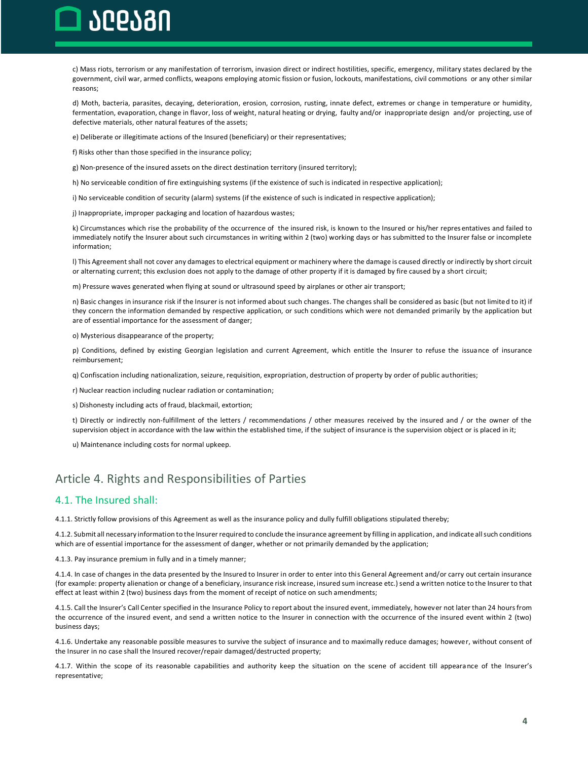c) Mass riots, terrorism or any manifestation of terrorism, invasion direct or indirect hostilities, specific, emergency, military states declared by the government, civil war, armed conflicts, weapons employing atomic fission or fusion, lockouts, manifestations, civil commotions or any other similar reasons;

d) Moth, bacteria, parasites, decaying, deterioration, erosion, corrosion, rusting, innate defect, extremes or change in temperature or humidity, fermentation, evaporation, change in flavor, loss of weight, natural heating or drying, faulty and/or inappropriate design and/or projecting, use of defective materials, other natural features of the assets;

e) Deliberate or illegitimate actions of the Insured (beneficiary) or their representatives;

f) Risks other than those specified in the insurance policy;

g) Non-presence of the insured assets on the direct destination territory (insured territory);

h) No serviceable condition of fire extinguishing systems (if the existence of such is indicated in respective application);

i) No serviceable condition of security (alarm) systems (if the existence of such is indicated in respective application);

j) Inappropriate, improper packaging and location of hazardous wastes;

k) Circumstances which rise the probability of the occurrence of the insured risk, is known to the Insured or his/her representatives and failed to immediately notify the Insurer about such circumstances in writing within 2 (two) working days or has submitted to the Insurer false or incomplete information;

l) This Agreement shall not cover any damages to electrical equipment or machinery where the damage is caused directly or indirectly by short circuit or alternating current; this exclusion does not apply to the damage of other property if it is damaged by fire caused by a short circuit;

m) Pressure waves generated when flying at sound or ultrasound speed by airplanes or other air transport;

n) Basic changes in insurance risk if the Insurer is not informed about such changes. The changes shall be considered as basic (but not limited to it) if they concern the information demanded by respective application, or such conditions which were not demanded primarily by the application but are of essential importance for the assessment of danger;

o) Mysterious disappearance of the property;

p) Conditions, defined by existing Georgian legislation and current Agreement, which entitle the Insurer to refuse the issuance of insurance reimbursement;

q) Confiscation including nationalization, seizure, requisition, expropriation, destruction of property by order of public authorities;

r) Nuclear reaction including nuclear radiation or contamination;

s) Dishonesty including acts of fraud, blackmail, extortion;

t) Directly or indirectly non-fulfillment of the letters / recommendations / other measures received by the insured and / or the owner of the supervision object in accordance with the law within the established time, if the subject of insurance is the supervision object or is placed in it;

u) Maintenance including costs for normal upkeep.

## Article 4. Rights and Responsibilities of Parties

### 4.1. The Insured shall:

4.1.1. Strictly follow provisions of this Agreement as well as the insurance policy and dully fulfill obligations stipulated thereby;

4.1.2. Submit all necessary information to the Insurer required to conclude the insurance agreement by filling in application, and indicate all such conditions which are of essential importance for the assessment of danger, whether or not primarily demanded by the application;

4.1.3. Pay insurance premium in fully and in a timely manner;

4.1.4. In case of changes in the data presented by the Insured to Insurer in order to enter into this General Agreement and/or carry out certain insurance (for example: property alienation or change of a beneficiary, insurance risk increase, insured sum increase etc.) send a written notice to the Insurer to that effect at least within 2 (two) business days from the moment of receipt of notice on such amendments;

4.1.5. Call the Insurer's Call Center specified in the Insurance Policy to report about the insured event, immediately, however not later than 24 hours from the occurrence of the insured event, and send a written notice to the Insurer in connection with the occurrence of the insured event within 2 (two) business days;

4.1.6. Undertake any reasonable possible measures to survive the subject of insurance and to maximally reduce damages; however, without consent of the Insurer in no case shall the Insured recover/repair damaged/destructed property;

4.1.7. Within the scope of its reasonable capabilities and authority keep the situation on the scene of accident till appearance of the Insurer's representative;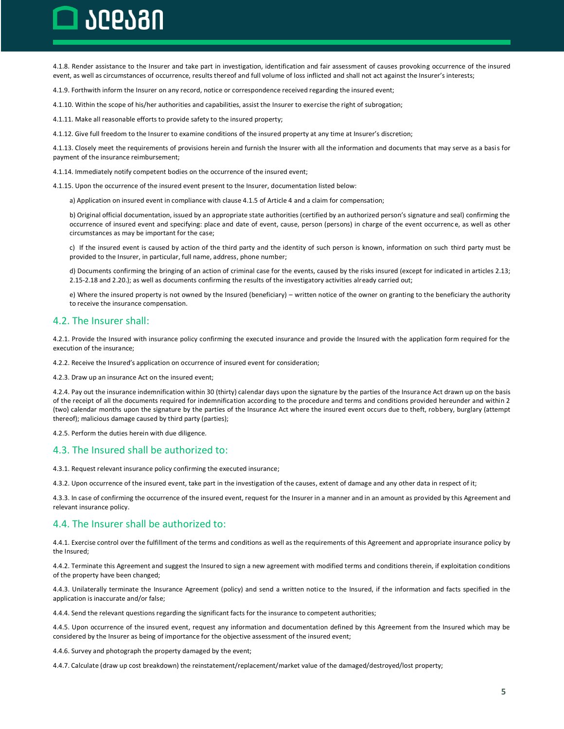4.1.8. Render assistance to the Insurer and take part in investigation, identification and fair assessment of causes provoking occurrence of the insured event, as well as circumstances of occurrence, results thereof and full volume of loss inflicted and shall not act against the Insurer's interests;

4.1.9. Forthwith inform the Insurer on any record, notice or correspondence received regarding the insured event;

4.1.10. Within the scope of his/her authorities and capabilities, assist the Insurer to exercise the right of subrogation;

4.1.11. Make all reasonable efforts to provide safety to the insured property;

4.1.12. Give full freedom to the Insurer to examine conditions of the insured property at any time at Insurer's discretion;

4.1.13. Closely meet the requirements of provisions herein and furnish the Insurer with all the information and documents that may serve as a basis for payment of the insurance reimbursement;

4.1.14. Immediately notify competent bodies on the occurrence of the insured event;

4.1.15. Upon the occurrence of the insured event present to the Insurer, documentation listed below:

a) Application on insured event in compliance with clause 4.1.5 of Article 4 and a claim for compensation;

b) Original official documentation, issued by an appropriate state authorities (certified by an authorized person's signature and seal) confirming the occurrence of insured event and specifying: place and date of event, cause, person (persons) in charge of the event occurrence, as well as other circumstances as may be important for the case;

c) If the insured event is caused by action of the third party and the identity of such person is known, information on such third party must be provided to the Insurer, in particular, full name, address, phone number;

d) Documents confirming the bringing of an action of criminal case for the events, caused by the risks insured (except for indicated in articles 2.13; 2.15-2.18 and 2.20.); as well as documents confirming the results of the investigatory activities already carried out;

e) Where the insured property is not owned by the Insured (beneficiary) – written notice of the owner on granting to the beneficiary the authority to receive the insurance compensation.

## 4.2. The Insurer shall:

4.2.1. Provide the Insured with insurance policy confirming the executed insurance and provide the Insured with the application form required for the execution of the insurance;

4.2.2. Receive the Insured's application on occurrence of insured event for consideration;

4.2.3. Draw up an insurance Act on the insured event;

4.2.4. Pay out the insurance indemnification within 30 (thirty) calendar days upon the signature by the parties of the Insurance Act drawn up on the basis of the receipt of all the documents required for indemnification according to the procedure and terms and conditions provided hereunder and within 2 (two) calendar months upon the signature by the parties of the Insurance Act where the insured event occurs due to theft, robbery, burglary (attempt thereof); malicious damage caused by third party (parties);

4.2.5. Perform the duties herein with due diligence.

## 4.3. The Insured shall be authorized to:

4.3.1. Request relevant insurance policy confirming the executed insurance;

4.3.2. Upon occurrence of the insured event, take part in the investigation of the causes, extent of damage and any other data in respect of it;

4.3.3. In case of confirming the occurrence of the insured event, request for the Insurer in a manner and in an amount as provided by this Agreement and relevant insurance policy.

## 4.4. The Insurer shall be authorized to:

4.4.1. Exercise control over the fulfillment of the terms and conditions as well as the requirements of this Agreement and appropriate insurance policy by the Insured;

4.4.2. Terminate this Agreement and suggest the Insured to sign a new agreement with modified terms and conditions therein, if exploitation conditions of the property have been changed;

4.4.3. Unilaterally terminate the Insurance Agreement (policy) and send a written notice to the Insured, if the information and facts specified in the application is inaccurate and/or false;

4.4.4. Send the relevant questions regarding the significant facts for the insurance to competent authorities;

4.4.5. Upon occurrence of the insured event, request any information and documentation defined by this Agreement from the Insured which may be considered by the Insurer as being of importance for the objective assessment of the insured event;

4.4.6. Survey and photograph the property damaged by the event;

4.4.7. Calculate (draw up cost breakdown) the reinstatement/replacement/market value of the damaged/destroyed/lost property;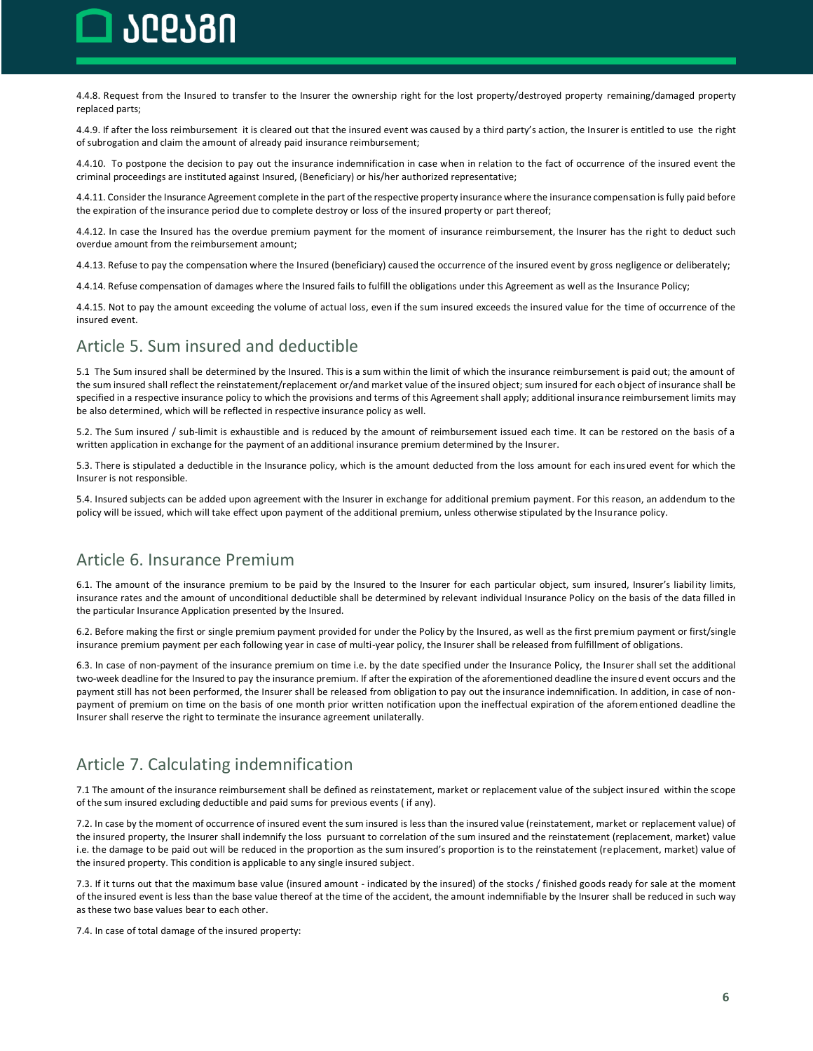4.4.8. Request from the Insured to transfer to the Insurer the ownership right for the lost property/destroyed property remaining/damaged property replaced parts;

4.4.9. If after the loss reimbursement it is cleared out that the insured event was caused by a third party's action, the Insurer is entitled to use the right of subrogation and claim the amount of already paid insurance reimbursement;

4.4.10. To postpone the decision to pay out the insurance indemnification in case when in relation to the fact of occurrence of the insured event the criminal proceedings are instituted against Insured, (Beneficiary) or his/her authorized representative;

4.4.11. Consider the Insurance Agreement complete in the part of the respective property insurance where the insurance compensation is fully paid before the expiration of the insurance period due to complete destroy or loss of the insured property or part thereof;

4.4.12. In case the Insured has the overdue premium payment for the moment of insurance reimbursement, the Insurer has the right to deduct such overdue amount from the reimbursement amount;

4.4.13. Refuse to pay the compensation where the Insured (beneficiary) caused the occurrence of the insured event by gross negligence or deliberately;

4.4.14. Refuse compensation of damages where the Insured fails to fulfill the obligations under this Agreement as well as the Insurance Policy;

4.4.15. Not to pay the amount exceeding the volume of actual loss, even if the sum insured exceeds the insured value for the time of occurrence of the insured event.

## Article 5. Sum insured and deductible

5.1 The Sum insured shall be determined by the Insured. This is a sum within the limit of which the insurance reimbursement is paid out; the amount of the sum insured shall reflect the reinstatement/replacement or/and market value of the insured object; sum insured for each object of insurance shall be specified in a respective insurance policy to which the provisions and terms of this Agreement shall apply; additional insurance reimbursement limits may be also determined, which will be reflected in respective insurance policy as well.

5.2. The Sum insured / sub-limit is exhaustible and is reduced by the amount of reimbursement issued each time. It can be restored on the basis of a written application in exchange for the payment of an additional insurance premium determined by the Insurer.

5.3. There is stipulated a deductible in the Insurance policy, which is the amount deducted from the loss amount for each insured event for which the Insurer is not responsible.

5.4. Insured subjects can be added upon agreement with the Insurer in exchange for additional premium payment. For this reason, an addendum to the policy will be issued, which will take effect upon payment of the additional premium, unless otherwise stipulated by the Insurance policy.

## Article 6. Insurance Premium

6.1. The amount of the insurance premium to be paid by the Insured to the Insurer for each particular object, sum insured, Insurer's liability limits, insurance rates and the amount of unconditional deductible shall be determined by relevant individual Insurance Policy on the basis of the data filled in the particular Insurance Application presented by the Insured.

6.2. Before making the first or single premium payment provided for under the Policy by the Insured, as well as the first premium payment or first/single insurance premium payment per each following year in case of multi-year policy, the Insurer shall be released from fulfillment of obligations.

6.3. In case of non-payment of the insurance premium on time i.e. by the date specified under the Insurance Policy, the Insurer shall set the additional two-week deadline for the Insured to pay the insurance premium. If after the expiration of the aforementioned deadline the insured event occurs and the payment still has not been performed, the Insurer shall be released from obligation to pay out the insurance indemnification. In addition, in case of non-payment of premium on time on the basis of one month prior written notification upon the ineffectual expiration of the aforementioned deadline the Insurer shall reserve the right to terminate the insurance agreement unilaterally.

## Article 7. Calculating indemnification

7.1 The amount of the insurance reimbursement shall be defined as reinstatement, market or replacement value of the subject insured within the scope of the sum insured excluding deductible and paid sums for previous events ( if any).

7.2. In case by the moment of occurrence of insured event the sum insured is less than the insured value (reinstatement, market or replacement value) of the insured property, the Insurer shall indemnify the loss pursuant to correlation of the sum insured and the reinstatement (replacement, market) value i.e. the damage to be paid out will be reduced in the proportion as the sum insured's proportion is to the reinstatement (replacement, market) value of the insured property. This condition is applicable to any single insured subject.

7.3. If it turns out that the maximum base value (insured amount - indicated by the insured) of the stocks / finished goods ready for sale at the moment of the insured event is less than the base value thereof at the time of the accident, the amount indemnifiable by the Insurer shall be reduced in such way as these two base values bear to each other.

7.4. In case of total damage of the insured property: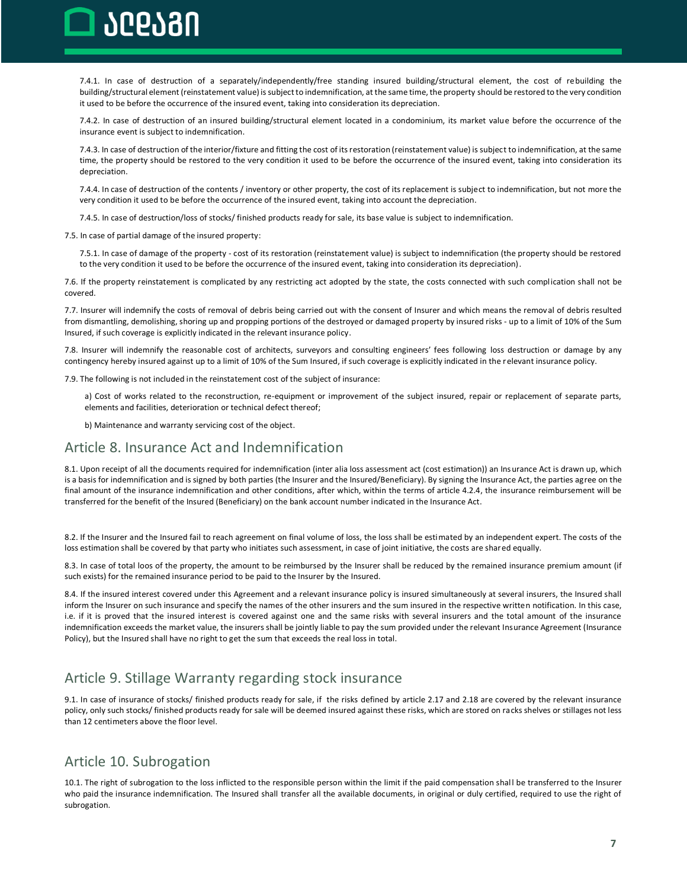7.4.1. In case of destruction of a separately/independently/free standing insured building/structural element, the cost of rebuilding the building/structural element (reinstatement value) is subject to indemnification, at the same time, the property should be restored to the very condition it used to be before the occurrence of the insured event, taking into consideration its depreciation.

7.4.2. In case of destruction of an insured building/structural element located in a condominium, its market value before the occurrence of the insurance event is subject to indemnification.

7.4.3. In case of destruction of the interior/fixture and fitting the cost of its restoration (reinstatement value) is subject to indemnification, at the same time, the property should be restored to the very condition it used to be before the occurrence of the insured event, taking into consideration its depreciation.

7.4.4. In case of destruction of the contents / inventory or other property, the cost of its replacement is subject to indemnification, but not more the very condition it used to be before the occurrence of the insured event, taking into account the depreciation.

7.4.5. In case of destruction/loss of stocks/ finished products ready for sale, its base value is subject to indemnification.

7.5. In case of partial damage of the insured property:

7.5.1. In case of damage of the property - cost of its restoration (reinstatement value) is subject to indemnification (the property should be restored to the very condition it used to be before the occurrence of the insured event, taking into consideration its depreciation).

7.6. If the property reinstatement is complicated by any restricting act adopted by the state, the costs connected with such complication shall not be covered.

7.7. Insurer will indemnify the costs of removal of debris being carried out with the consent of Insurer and which means the removal of debris resulted from dismantling, demolishing, shoring up and propping portions of the destroyed or damaged property by insured risks - up to a limit of 10% of the Sum Insured, if such coverage is explicitly indicated in the relevant insurance policy.

7.8. Insurer will indemnify the reasonable cost of architects, surveyors and consulting engineers' fees following loss destruction or damage by any contingency hereby insured against up to a limit of 10% of the Sum Insured, if such coverage is explicitly indicated in the relevant insurance policy.

7.9. The following is not included in the reinstatement cost of the subject of insurance:

a) Cost of works related to the reconstruction, re-equipment or improvement of the subject insured, repair or replacement of separate parts, elements and facilities, deterioration or technical defect thereof;

b) Maintenance and warranty servicing cost of the object.

## Article 8. Insurance Act and Indemnification

8.1. Upon receipt of all the documents required for indemnification (inter alia loss assessment act (cost estimation)) an Insurance Act is drawn up, which is a basis for indemnification and is signed by both parties (the Insurer and the Insured/Beneficiary). By signing the Insurance Act, the parties agree on the final amount of the insurance indemnification and other conditions, after which, within the terms of article 4.2.4, the insurance reimbursement will be transferred for the benefit of the Insured (Beneficiary) on the bank account number indicated in the Insurance Act.

8.2. If the Insurer and the Insured fail to reach agreement on final volume of loss, the loss shall be estimated by an independent expert. The costs of the loss estimation shall be covered by that party who initiates such assessment, in case of joint initiative, the costs are shared equally.

8.3. In case of total loos of the property, the amount to be reimbursed by the Insurer shall be reduced by the remained insurance premium amount (if such exists) for the remained insurance period to be paid to the Insurer by the Insured.

8.4. If the insured interest covered under this Agreement and a relevant insurance policy is insured simultaneously at several insurers, the Insured shall inform the Insurer on such insurance and specify the names of the other insurers and the sum insured in the respective written notification. In this case, i.e. if it is proved that the insured interest is covered against one and the same risks with several insurers and the total amount of the insurance indemnification exceeds the market value, the insurers shall be jointly liable to pay the sum provided under the relevant Insurance Agreement (Insurance Policy), but the Insured shall have no right to get the sum that exceeds the real loss in total.

## Article 9. Stillage Warranty regarding stock insurance

9.1. In case of insurance of stocks/ finished products ready for sale, if the risks defined by article 2.17 and 2.18 are covered by the relevant insurance policy, only such stocks/ finished products ready for sale will be deemed insured against these risks, which are stored on racks shelves or stillages not less than 12 centimeters above the floor level.

## Article 10. Subrogation

10.1. The right of subrogation to the loss inflicted to the responsible person within the limit if the paid compensation shall be transferred to the Insurer who paid the insurance indemnification. The Insured shall transfer all the available documents, in original or duly certified, required to use the right of subrogation.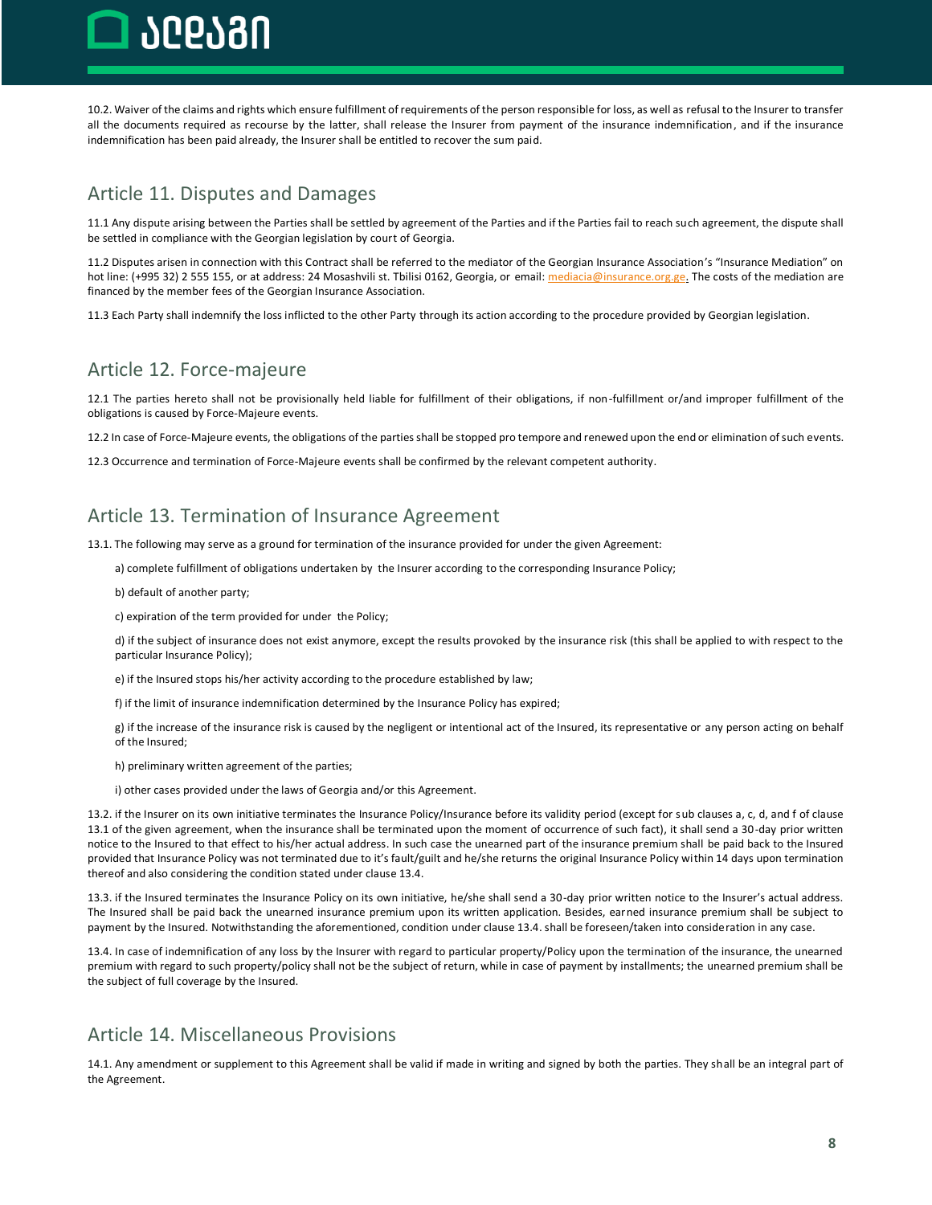10.2. Waiver of the claims and rights which ensure fulfillment of requirements of the person responsible for loss, as well as refusal to the Insurer to transfer all the documents required as recourse by the latter, shall release the Insurer from payment of the insurance indemnification, and if the insurance indemnification has been paid already, the Insurer shall be entitled to recover the sum paid.

## Article 11. Disputes and Damages

11.1 Any dispute arising between the Parties shall be settled by agreement of the Parties and if the Parties fail to reach such agreement, the dispute shall be settled in compliance with the Georgian legislation by court of Georgia.

11.2 Disputes arisen in connection with this Contract shall be referred to the mediator of the Georgian Insurance Association's "Insurance Mediation" on hot line: (+995 32) 2 555 155, or at address: 24 Mosashvili st. Tbilisi 0162, Georgia, or email: mediacia@insurance.org.ge. The costs of the mediation are financed by the member fees of the Georgian Insurance Association.

11.3 Each Party shall indemnify the loss inflicted to the other Party through its action according to the procedure provided by Georgian legislation.

## Article 12. Force-majeure

12.1 The parties hereto shall not be provisionally held liable for fulfillment of their obligations, if non-fulfillment or/and improper fulfillment of the obligations is caused by Force-Majeure events.

12.2 In case of Force-Majeure events, the obligations of the parties shall be stopped pro tempore and renewed upon the end or elimination of such events.

12.3 Occurrence and termination of Force-Majeure events shall be confirmed by the relevant competent authority.

## Article 13. Termination of Insurance Agreement

13.1. The following may serve as a ground for termination of the insurance provided for under the given Agreement:

a) complete fulfillment of obligations undertaken by the Insurer according to the corresponding Insurance Policy;

b) default of another party;

c) expiration of the term provided for under the Policy;

d) if the subject of insurance does not exist anymore, except the results provoked by the insurance risk (this shall be applied to with respect to the particular Insurance Policy);

e) if the Insured stops his/her activity according to the procedure established by law;

f) if the limit of insurance indemnification determined by the Insurance Policy has expired;

g) if the increase of the insurance risk is caused by the negligent or intentional act of the Insured, its representative or any person acting on behalf of the Insured;

h) preliminary written agreement of the parties;

i) other cases provided under the laws of Georgia and/or this Agreement.

13.2. if the Insurer on its own initiative terminates the Insurance Policy/Insurance before its validity period (except for sub clauses a, c, d, and f of clause 13.1 of the given agreement, when the insurance shall be terminated upon the moment of occurrence of such fact), it shall send a 30-day prior written notice to the Insured to that effect to his/her actual address. In such case the unearned part of the insurance premium shall be paid back to the Insured provided that Insurance Policy was not terminated due to it's fault/guilt and he/she returns the original Insurance Policy within 14 days upon termination thereof and also considering the condition stated under clause 13.4.

13.3. if the Insured terminates the Insurance Policy on its own initiative, he/she shall send a 30-day prior written notice to the Insurer's actual address. The Insured shall be paid back the unearned insurance premium upon its written application. Besides, earned insurance premium shall be subject to payment by the Insured. Notwithstanding the aforementioned, condition under clause 13.4. shall be foreseen/taken into consideration in any case.

13.4. In case of indemnification of any loss by the Insurer with regard to particular property/Policy upon the termination of the insurance, the unearned premium with regard to such property/policy shall not be the subject of return, while in case of payment by installments; the unearned premium shall be the subject of full coverage by the Insured.

## Article 14. Miscellaneous Provisions

14.1. Any amendment or supplement to this Agreement shall be valid if made in writing and signed by both the parties. They shall be an integral part of the Agreement.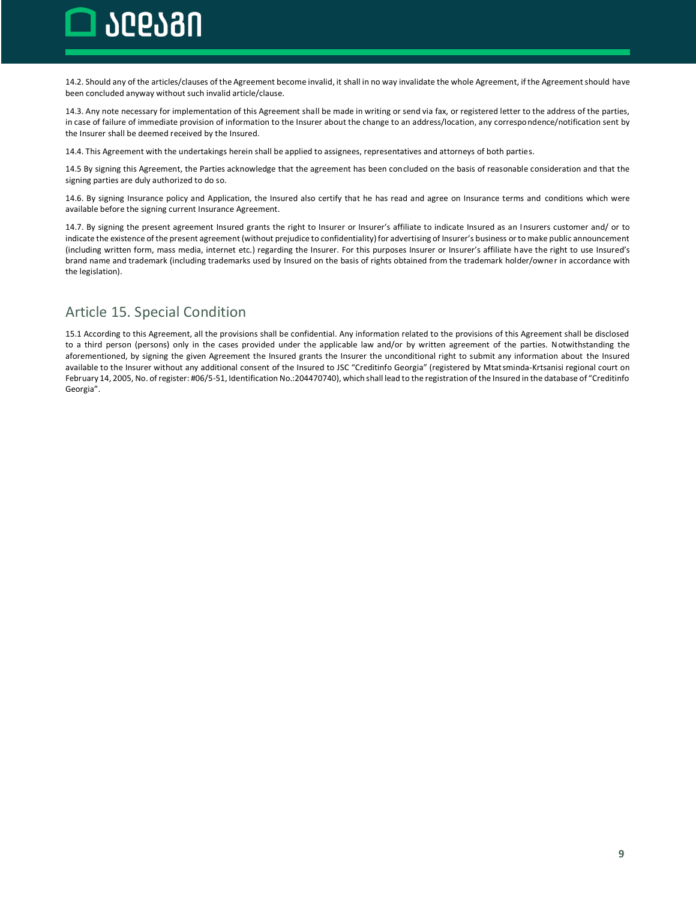14.2. Should any of the articles/clauses of the Agreement become invalid, it shall in no way invalidate the whole Agreement, if the Agreement should have been concluded anyway without such invalid article/clause.

14.3. Any note necessary for implementation of this Agreement shall be made in writing or send via fax, or registered letter to the address of the parties, in case of failure of immediate provision of information to the Insurer about the change to an address/location, any correspondence/notification sent by the Insurer shall be deemed received by the Insured.

14.4. This Agreement with the undertakings herein shall be applied to assignees, representatives and attorneys of both parties.

14.5 By signing this Agreement, the Parties acknowledge that the agreement has been concluded on the basis of reasonable consideration and that the signing parties are duly authorized to do so.

14.6. By signing Insurance policy and Application, the Insured also certify that he has read and agree on Insurance terms and conditions which were available before the signing current Insurance Agreement.

14.7. By signing the present agreement Insured grants the right to Insurer or Insurer's affiliate to indicate Insured as an Insurers customer and/ or to indicate the existence of the present agreement (without prejudice to confidentiality) for advertising of Insurer's business or to make public announcement (including written form, mass media, internet etc.) regarding the Insurer. For this purposes Insurer or Insurer's affiliate have the right to use Insured's brand name and trademark (including trademarks used by Insured on the basis of rights obtained from the trademark holder/owner in accordance with the legislation).

## Article 15. Special Condition

15.1 According to this Agreement, all the provisions shall be confidential. Any information related to the provisions of this Agreement shall be disclosed to a third person (persons) only in the cases provided under the applicable law and/or by written agreement of the parties. Notwithstanding the aforementioned, by signing the given Agreement the Insured grants the Insurer the unconditional right to submit any information about the Insured available to the Insurer without any additional consent of the Insured to JSC "Creditinfo Georgia" (registered by Mtatsminda-Krtsanisi regional court on February 14, 2005, No. of register: #06/5-51, Identification No.:204470740), which shall lead to the registration of the Insured in the database of "Creditinfo Georgia".